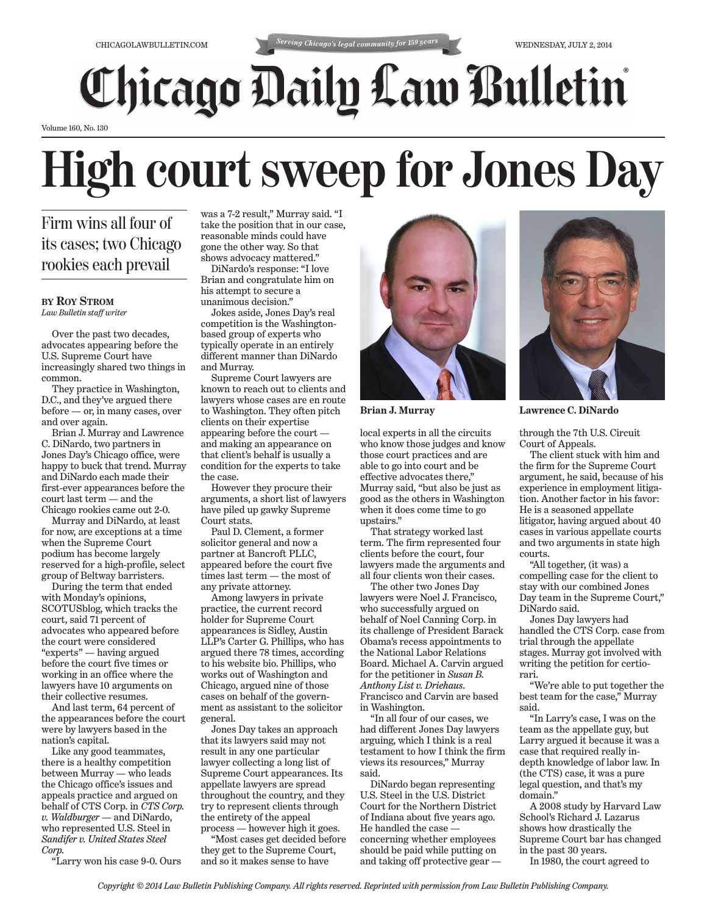# High court sweep for Jones Day

## Firm wins all four of its cases; two Chicago rookies each prevail

**BY ROY STROM**
*Law Bulletin staff writer*

Over the past two decades, advocates appearing before the U.S. Supreme Court have increasingly shared two things in common.

They practice in Washington, D.C., and they've argued there before — or, in many cases, over and over again.

Brian J. Murray and Lawrence C. DiNardo, two partners in Jones Day's Chicago office, were happy to buck that trend. Murray and DiNardo each made their first-ever appearances before the court last term — and the Chicago rookies came out 2-0.

Murray and DiNardo, at least for now, are exceptions at a time when the Supreme Court podium has become largely reserved for a high-profile, select group of Beltway barristers.

During the term that ended with Monday's opinions, SCOTUSblog, which tracks the court, said 71 percent of advocates who appeared before the court were considered "experts" — having argued before the court five times or working in an office where the lawyers have 10 arguments on their collective resumes.

And last term, 64 percent of the appearances before the court were by lawyers based in the nation's capital.

Like any good teammates, there is a healthy competition between Murray — who leads the Chicago office's issues and appeals practice and argued on behalf of CTS Corp. in *CTS Corp. v. Waldburger* — and DiNardo, who represented U.S. Steel in *Sandifer v. United States Steel Corp.*

"Larry won his case 9-0. Ours was a 7-2 result," Murray said. "I take the position that in our case, reasonable minds could have gone the other way. So that shows advocacy mattered."

DiNardo's response: "I love Brian and congratulate him on his attempt to secure a unanimous decision."

Jokes aside, Jones Day's real competition is the Washington-based group of experts who typically operate in an entirely different manner than DiNardo and Murray.

Supreme Court lawyers are known to reach out to clients and lawyers whose cases are en route to Washington. They often pitch clients on their expertise appearing before the court — and making an appearance on that client's behalf is usually a condition for the experts to take the case.

However they procure their arguments, a short list of lawyers have piled up gawky Supreme Court stats.

Paul D. Clement, a former solicitor general and now a partner at Bancroft PLLC, appeared before the court five times last term — the most of any private attorney.

Among lawyers in private practice, the current record holder for Supreme Court appearances is Sidley, Austin LLP's Carter G. Phillips, who has argued there 78 times, according to his website bio. Phillips, who works out of Washington and Chicago, argued nine of those cases on behalf of the government as assistant to the solicitor general.

Jones Day takes an approach that its lawyers said may not result in any one particular lawyer collecting a long list of Supreme Court appearances. Its appellate lawyers are spread throughout the country, and they try to represent clients through the entirety of the appeal process — however high it goes.

"Most cases get decided before they get to the Supreme Court, and so it makes sense to have local experts in all the circuits who know those judges and know those court practices and are able to go into court and be effective advocates there," Murray said, "but also be just as good as the others in Washington when it does come time to go upstairs."

Brian J. Murray

Lawrence C. DiNardo

That strategy worked last term. The firm represented four clients before the court, four lawyers made the arguments and all four clients won their cases.

The other two Jones Day lawyers were Noel J. Francisco, who successfully argued on behalf of Noel Canning Corp. in its challenge of President Barack Obama's recess appointments to the National Labor Relations Board. Michael A. Carvin argued for the petitioner in *Susan B. Anthony List v. Driehaus*. Francisco and Carvin are based in Washington.

"In all four of our cases, we had different Jones Day lawyers arguing, which I think is a real testament to how I think the firm views its resources," Murray said.

DiNardo began representing U.S. Steel in the U.S. District Court for the Northern District of Indiana about five years ago. He handled the case — concerning whether employees should be paid while putting on and taking off protective gear — through the 7th U.S. Circuit Court of Appeals.

The client stuck with him and the firm for the Supreme Court argument, he said, because of his experience in employment litigation. Another factor in his favor: He is a seasoned appellate litigator, having argued about 40 cases in various appellate courts and two arguments in state high courts.

"All together, (it was) a compelling case for the client to stay with our combined Jones Day team in the Supreme Court," DiNardo said.

Jones Day lawyers had handled the CTS Corp. case from trial through the appellate stages. Murray got involved with writing the petition for certiorari.

"We're able to put together the best team for the case," Murray said.

"In Larry's case, I was on the team as the appellate guy, but Larry argued it because it was a case that required really in-depth knowledge of labor law. In (the CTS) case, it was a pure legal question, and that's my domain."

A 2008 study by Harvard Law School's Richard J. Lazarus shows how drastically the Supreme Court bar has changed in the past 30 years.

In 1980, the court agreed to

*Copyright © 2014 Law Bulletin Publishing Company. All rights reserved. Reprinted with permission from Law Bulletin Publishing Company.*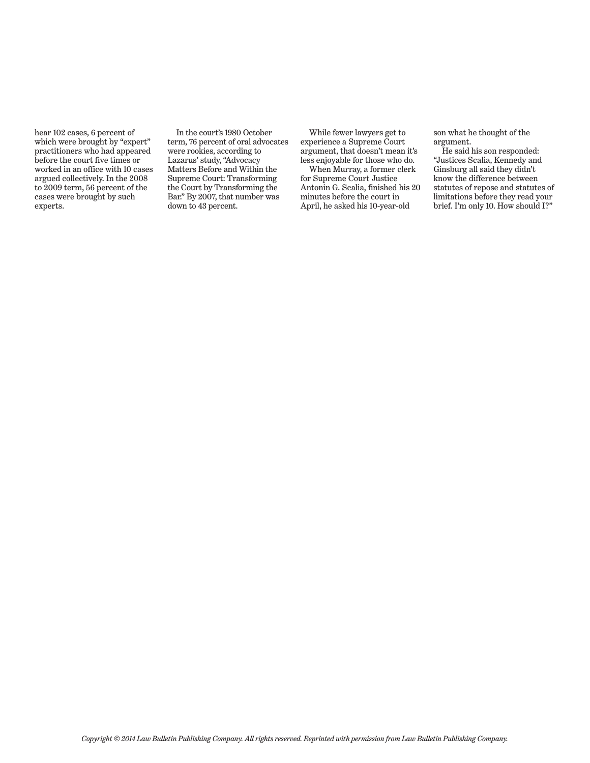hear 102 cases, 6 percent of which were brought by "expert" practitioners who had appeared before the court five times or worked in an office with 10 cases argued collectively. In the 2008 to 2009 term, 56 percent of the cases were brought by such experts.

In the court's 1980 October term, 76 percent of oral advocates were rookies, according to Lazarus' study, "Advocacy Matters Before and Within the Supreme Court: Transforming the Court by Transforming the Bar." By 2007, that number was down to 43 percent.

While fewer lawyers get to experience a Supreme Court argument, that doesn't mean it's less enjoyable for those who do.

When Murray, a former clerk for Supreme Court Justice Antonin G. Scalia, finished his 20 minutes before the court in April, he asked his 10-year-old son what he thought of the argument.

He said his son responded: "Justices Scalia, Kennedy and Ginsburg all said they didn't know the difference between statutes of repose and statutes of limitations before they read your brief. I'm only 10. How should I?"

*Copyright © 2014 Law Bulletin Publishing Company. All rights reserved. Reprinted with permission from Law Bulletin Publishing Company.*